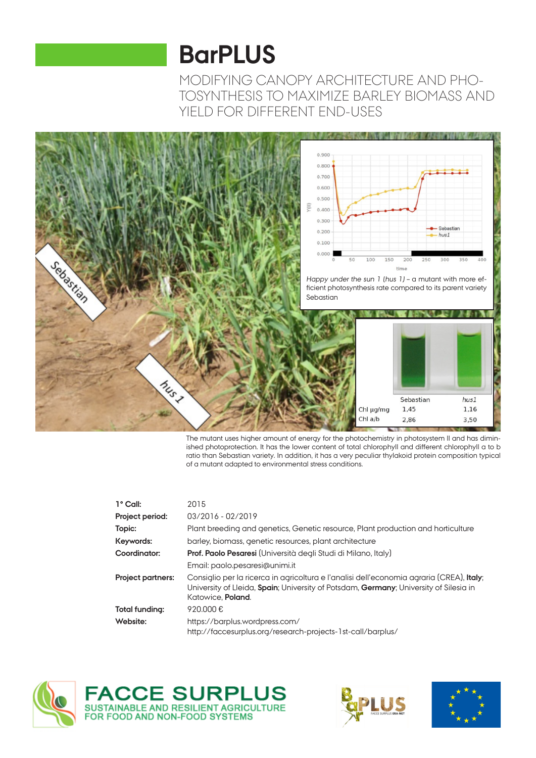# BarPLUS

MODIFYING CANOPY ARCHITECTURE AND PHOTOSYNTHESIS TO MAXIMIZE BARLEY BIOMASS AND YIELD FOR DIFFERENT END-USES

*Happy under the sun 1 (hus 1)* – a mutant with more efficient photosynthesis rate compared to its parent variety Sebastian

| | Sebastian | *hus1* |
|---|---|---|
| Chl µg/mg | 1,45 | 1,16 |
| Chl a/b | 2,86 | 3,50 |

The mutant uses higher amount of energy for the photochemistry in photosystem II and has diminished photoprotection. It has the lower content of total chlorophyll and different chlorophyll a to b ratio than Sebastian variety. In addition, it has a very peculiar thylakoid protein composition typical of a mutant adapted to environmental stress conditions.

| | |
|---|---|
| **1° Call:** | 2015 |
| **Project period:** | 03/2016 - 02/2019 |
| **Topic:** | Plant breeding and genetics, Genetic resource, Plant production and horticulture |
| **Keywords:** | barley, biomass, genetic resources, plant architecture |
| **Coordinator:** | **Prof. Paolo Pesaresi** (Università degli Studi di Milano, Italy) Email: paolo.pesaresi@unimi.it |
| **Project partners:** | Consiglio per la ricerca in agricoltura e l'analisi dell'economia agraria (CREA), **Italy**; University of Lleida, **Spain**; University of Potsdam, **Germany**; University of Silesia in Katowice, **Poland**. |
| **Total funding:** | 920.000 € |
| **Website:** | https://barplus.wordpress.com/ http://faccesurplus.org/research-projects-1st-call/barplus/ |

FACCE SURPLUS
SUSTAINABLE AND RESILIENT AGRICULTURE FOR FOOD AND NON-FOOD SYSTEMS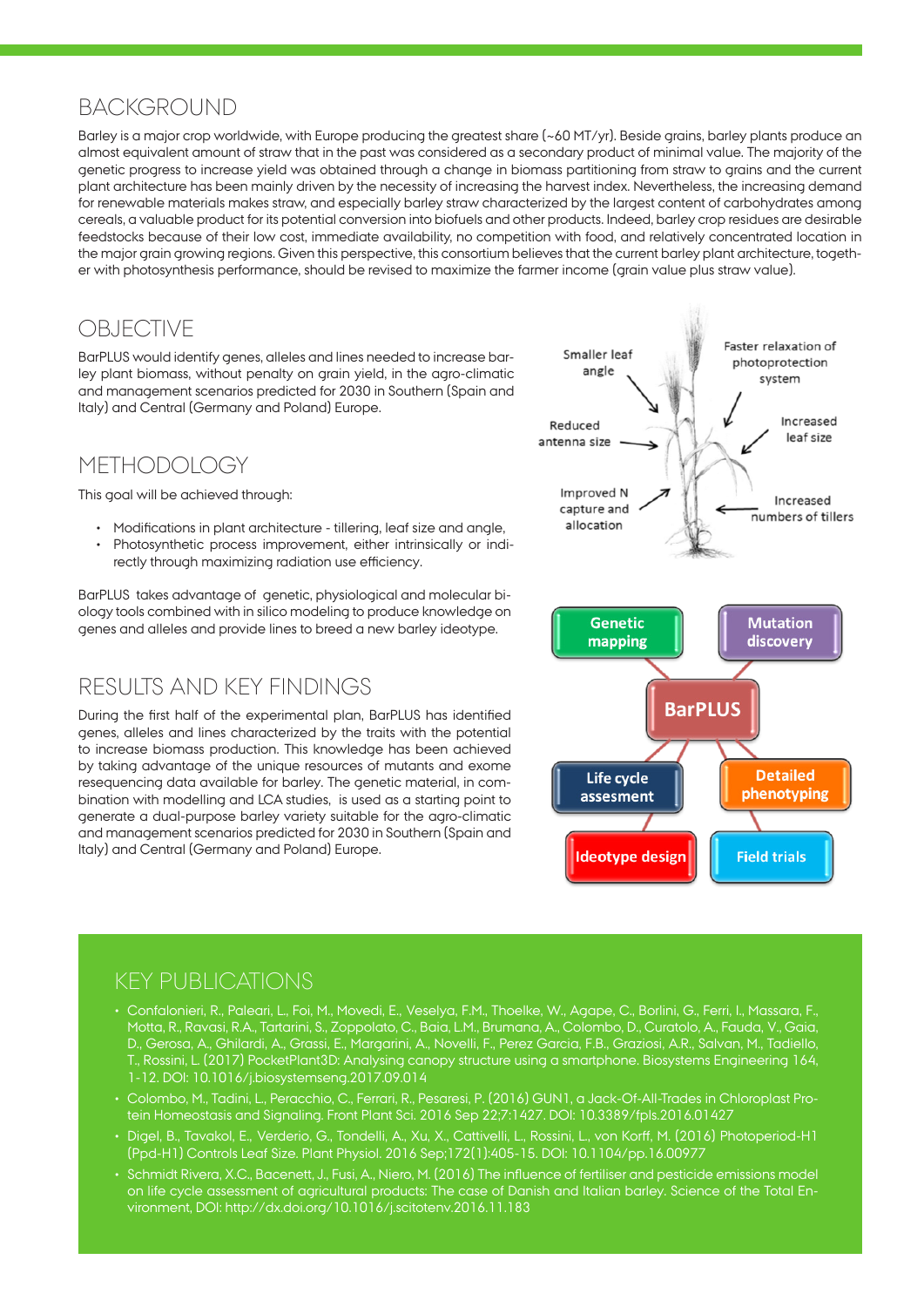## BACKGROUND

Barley is a major crop worldwide, with Europe producing the greatest share (~60 MT/yr). Beside grains, barley plants produce an almost equivalent amount of straw that in the past was considered as a secondary product of minimal value. The majority of the genetic progress to increase yield was obtained through a change in biomass partitioning from straw to grains and the current plant architecture has been mainly driven by the necessity of increasing the harvest index. Nevertheless, the increasing demand for renewable materials makes straw, and especially barley straw characterized by the largest content of carbohydrates among cereals, a valuable product for its potential conversion into biofuels and other products. Indeed, barley crop residues are desirable feedstocks because of their low cost, immediate availability, no competition with food, and relatively concentrated location in the major grain growing regions. Given this perspective, this consortium believes that the current barley plant architecture, together with photosynthesis performance, should be revised to maximize the farmer income (grain value plus straw value).

## OBJECTIVE

BarPLUS would identify genes, alleles and lines needed to increase barley plant biomass, without penalty on grain yield, in the agro-climatic and management scenarios predicted for 2030 in Southern (Spain and Italy) and Central (Germany and Poland) Europe.

## METHODOLOGY

This goal will be achieved through:

- Modifications in plant architecture - tillering, leaf size and angle,
- Photosynthetic process improvement, either intrinsically or indirectly through maximizing radiation use efficiency.

BarPLUS takes advantage of genetic, physiological and molecular biology tools combined with in silico modeling to produce knowledge on genes and alleles and provide lines to breed a new barley ideotype.

Smaller leaf angle

Reduced antenna size

Improved N capture and allocation

Faster relaxation of photoprotection system

Increased leaf size

Increased numbers of tillers

Genetic mapping

Mutation discovery

BarPLUS

Life cycle assessment

Detailed phenotyping

Ideotype design

Field trials

## RESULTS AND KEY FINDINGS

During the first half of the experimental plan, BarPLUS has identified genes, alleles and lines characterized by the traits with the potential to increase biomass production. This knowledge has been achieved by taking advantage of the unique resources of mutants and exome resequencing data available for barley. The genetic material, in combination with modelling and LCA studies, is used as a starting point to generate a dual-purpose barley variety suitable for the agro-climatic and management scenarios predicted for 2030 in Southern (Spain and Italy) and Central (Germany and Poland) Europe.

## KEY PUBLICATIONS

- Confalonieri, R., Paleari, L., Foi, M., Movedi, E., Veselya, F.M., Thoelke, W., Agape, C., Borlini, G., Ferri, I., Massara, F., Motta, R., Ravasi, R.A., Tartarini, S., Zoppolato, C., Baia, L.M., Brumana, A., Colombo, D., Curatolo, A., Fauda, V., Gaia, D., Gerosa, A., Ghilardi, A., Grassi, E., Margarini, A., Novelli, F., Perez Garcia, F.B., Graziosi, A.R., Salvan, M., Tadiello, T., Rossini, L. (2017) PocketPlant3D: Analysing canopy structure using a smartphone. Biosystems Engineering 164, 1-12. DOI: 10.1016/j.biosystemseng.2017.09.014
- Colombo, M., Tadini, L., Peracchio, C., Ferrari, R., Pesaresi, P. (2016) GUN1, a Jack-Of-All-Trades in Chloroplast Protein Homeostasis and Signaling. Front Plant Sci. 2016 Sep 22;7:1427. DOI: 10.3389/fpls.2016.01427
- Digel, B., Tavakol, E., Verderio, G., Tondelli, A., Xu, X., Cattivelli, L., Rossini, L., von Korff, M. (2016) Photoperiod-H1 (Ppd-H1) Controls Leaf Size. Plant Physiol. 2016 Sep;172(1):405-15. DOI: 10.1104/pp.16.00977
- Schmidt Rivera, X.C., Bacenett, J., Fusi, A., Niero, M. (2016) The influence of fertiliser and pesticide emissions model on life cycle assessment of agricultural products: The case of Danish and Italian barley. Science of the Total Environment, DOI: http://dx.doi.org/10.1016/j.scitotenv.2016.11.183